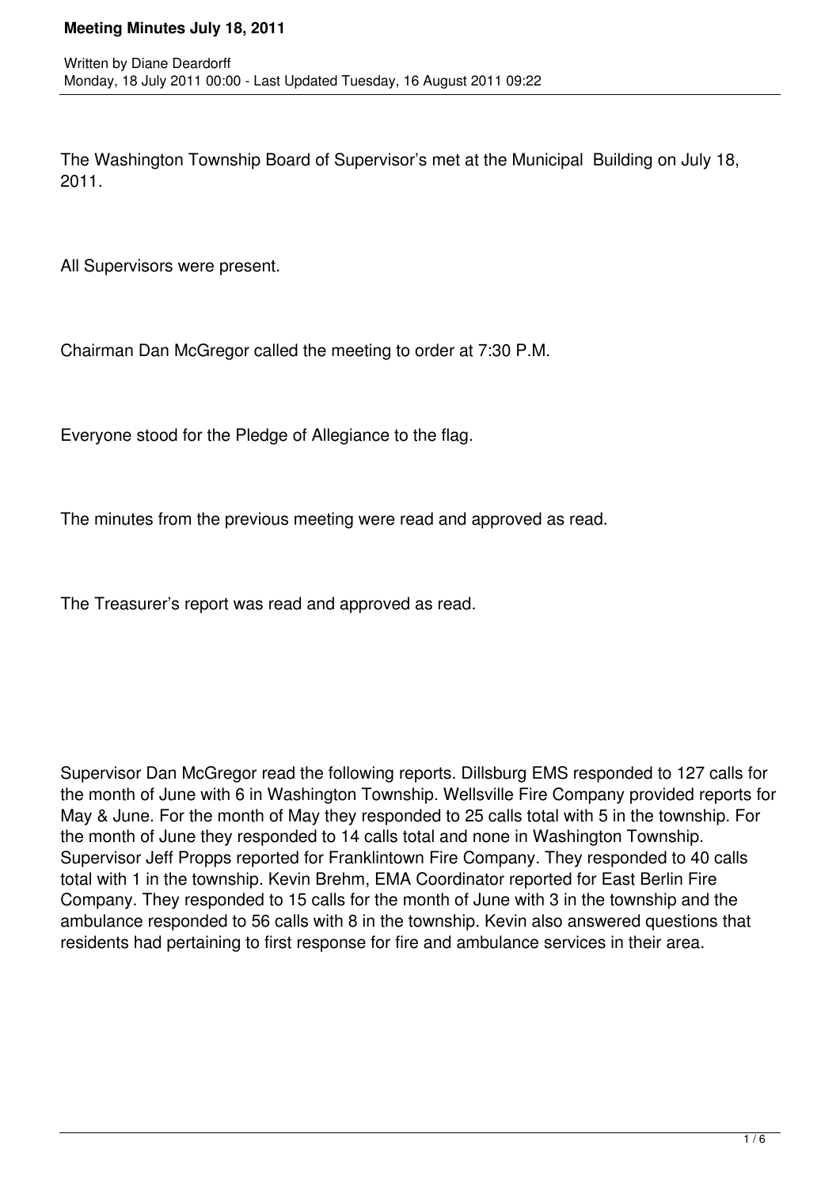# Meeting Minutes July 18, 2011

Written by Diane Deardorff
Monday, 18 July 2011 00:00 - Last Updated Tuesday, 16 August 2011 09:22

The Washington Township Board of Supervisor's met at the Municipal Building on July 18, 2011.

All Supervisors were present.

Chairman Dan McGregor called the meeting to order at 7:30 P.M.

Everyone stood for the Pledge of Allegiance to the flag.

The minutes from the previous meeting were read and approved as read.

The Treasurer's report was read and approved as read.

Supervisor Dan McGregor read the following reports. Dillsburg EMS responded to 127 calls for the month of June with 6 in Washington Township. Wellsville Fire Company provided reports for May & June. For the month of May they responded to 25 calls total with 5 in the township. For the month of June they responded to 14 calls total and none in Washington Township. Supervisor Jeff Propps reported for Franklintown Fire Company. They responded to 40 calls total with 1 in the township. Kevin Brehm, EMA Coordinator reported for East Berlin Fire Company. They responded to 15 calls for the month of June with 3 in the township and the ambulance responded to 56 calls with 8 in the township. Kevin also answered questions that residents had pertaining to first response for fire and ambulance services in their area.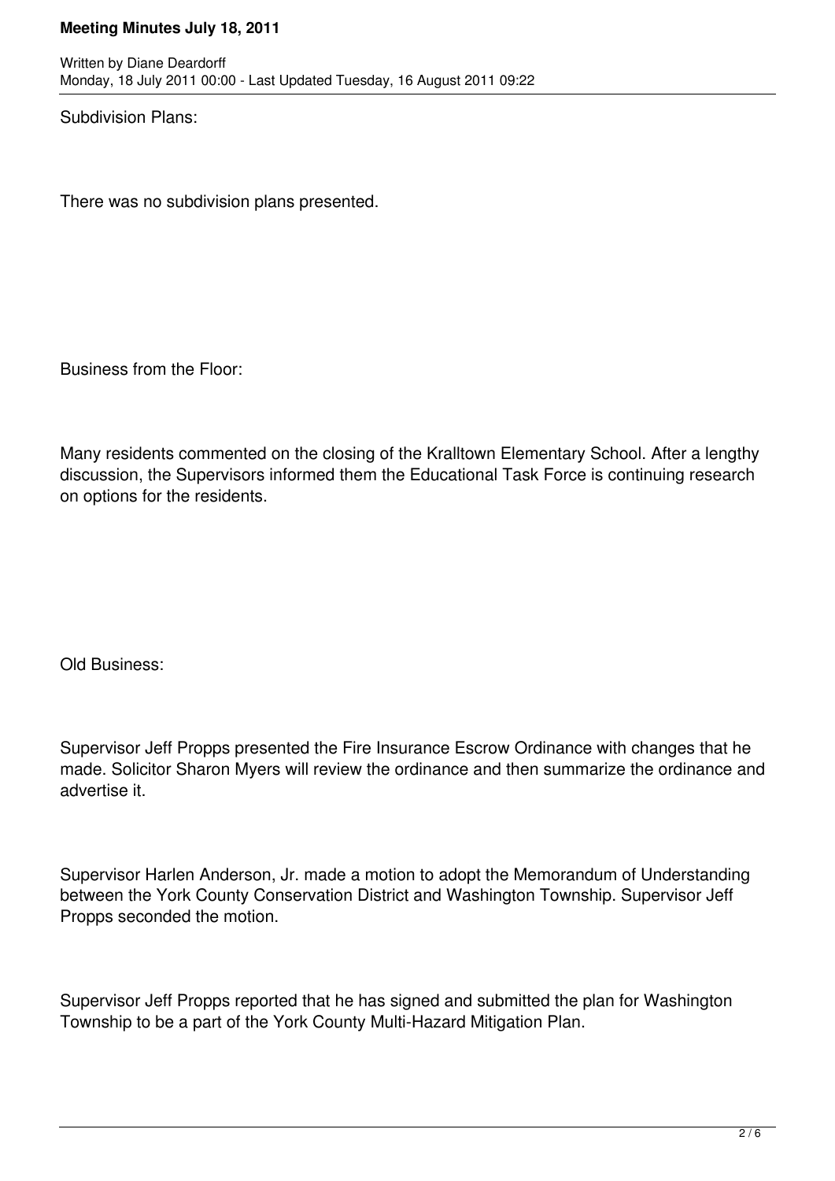Subdivision Plans:

There was no subdivision plans presented.

Business from the Floor:

Many residents commented on the closing of the Kralltown Elementary School. After a lengthy discussion, the Supervisors informed them the Educational Task Force is continuing research on options for the residents.

Old Business:

Supervisor Jeff Propps presented the Fire Insurance Escrow Ordinance with changes that he made. Solicitor Sharon Myers will review the ordinance and then summarize the ordinance and advertise it.

Supervisor Harlen Anderson, Jr. made a motion to adopt the Memorandum of Understanding between the York County Conservation District and Washington Township. Supervisor Jeff Propps seconded the motion.

Supervisor Jeff Propps reported that he has signed and submitted the plan for Washington Township to be a part of the York County Multi-Hazard Mitigation Plan.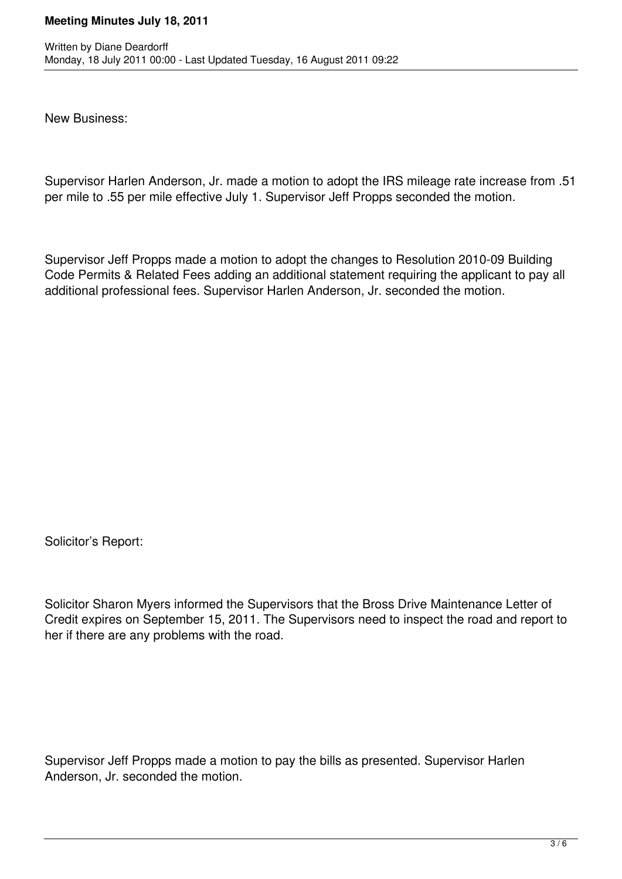New Business:

Supervisor Harlen Anderson, Jr. made a motion to adopt the IRS mileage rate increase from .51 per mile to .55 per mile effective July 1. Supervisor Jeff Propps seconded the motion.

Supervisor Jeff Propps made a motion to adopt the changes to Resolution 2010-09 Building Code Permits & Related Fees adding an additional statement requiring the applicant to pay all additional professional fees. Supervisor Harlen Anderson, Jr. seconded the motion.

Solicitor's Report:

Solicitor Sharon Myers informed the Supervisors that the Bross Drive Maintenance Letter of Credit expires on September 15, 2011. The Supervisors need to inspect the road and report to her if there are any problems with the road.

Supervisor Jeff Propps made a motion to pay the bills as presented. Supervisor Harlen Anderson, Jr. seconded the motion.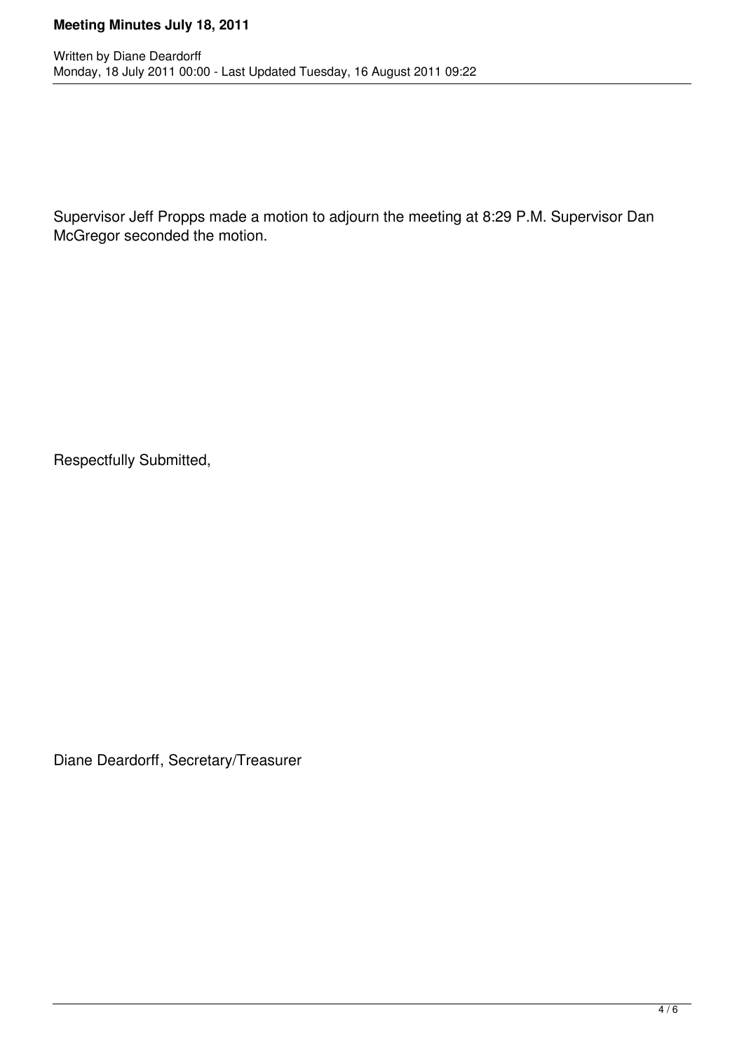Supervisor Jeff Propps made a motion to adjourn the meeting at 8:29 P.M. Supervisor Dan McGregor seconded the motion.

Respectfully Submitted,

Diane Deardorff, Secretary/Treasurer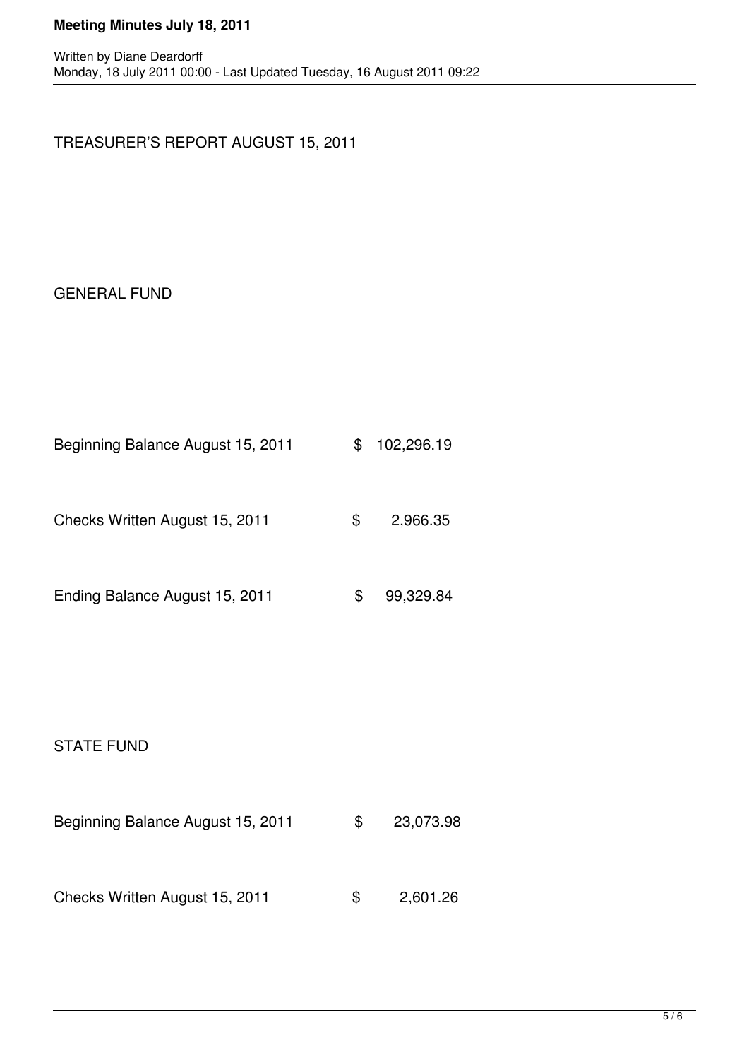TREASURER'S REPORT AUGUST 15, 2011

GENERAL FUND

| | |
|---|---|
| Beginning Balance August 15, 2011 | $ 102,296.19 |
| Checks Written August 15, 2011 | $ 2,966.35 |
| Ending Balance August 15, 2011 | $ 99,329.84 |

STATE FUND

| | |
|---|---|
| Beginning Balance August 15, 2011 | $ 23,073.98 |
| Checks Written August 15, 2011 | $ 2,601.26 |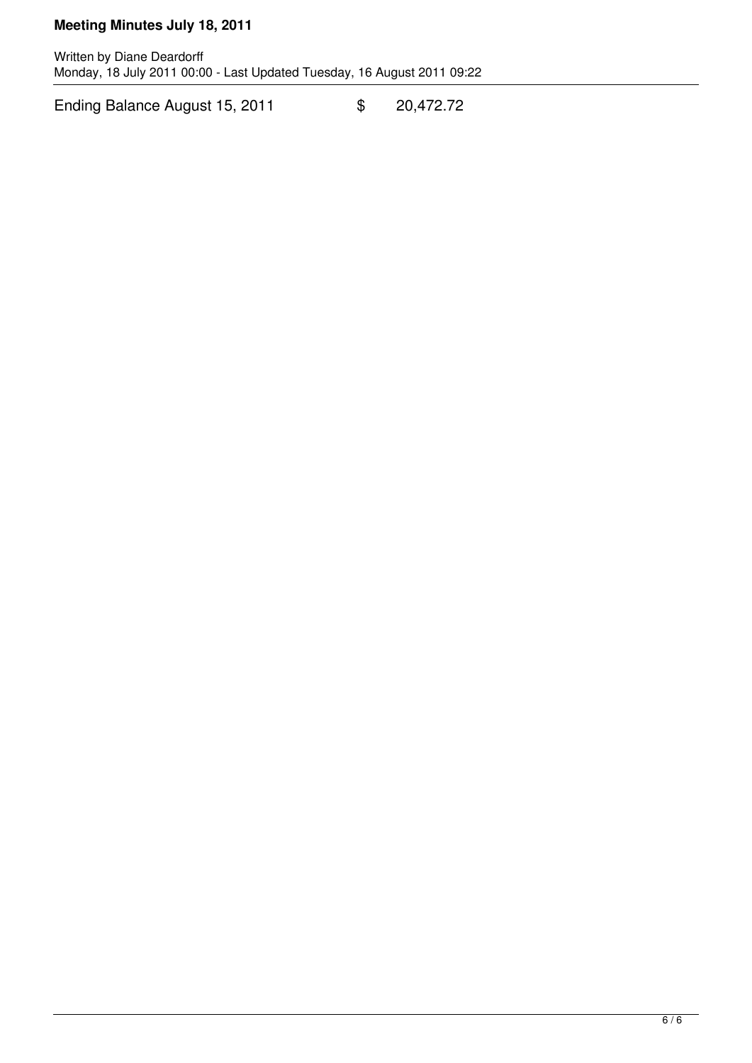| | | |
|---|---|---|
| Ending Balance August 15, 2011 | $ | 20,472.72 |